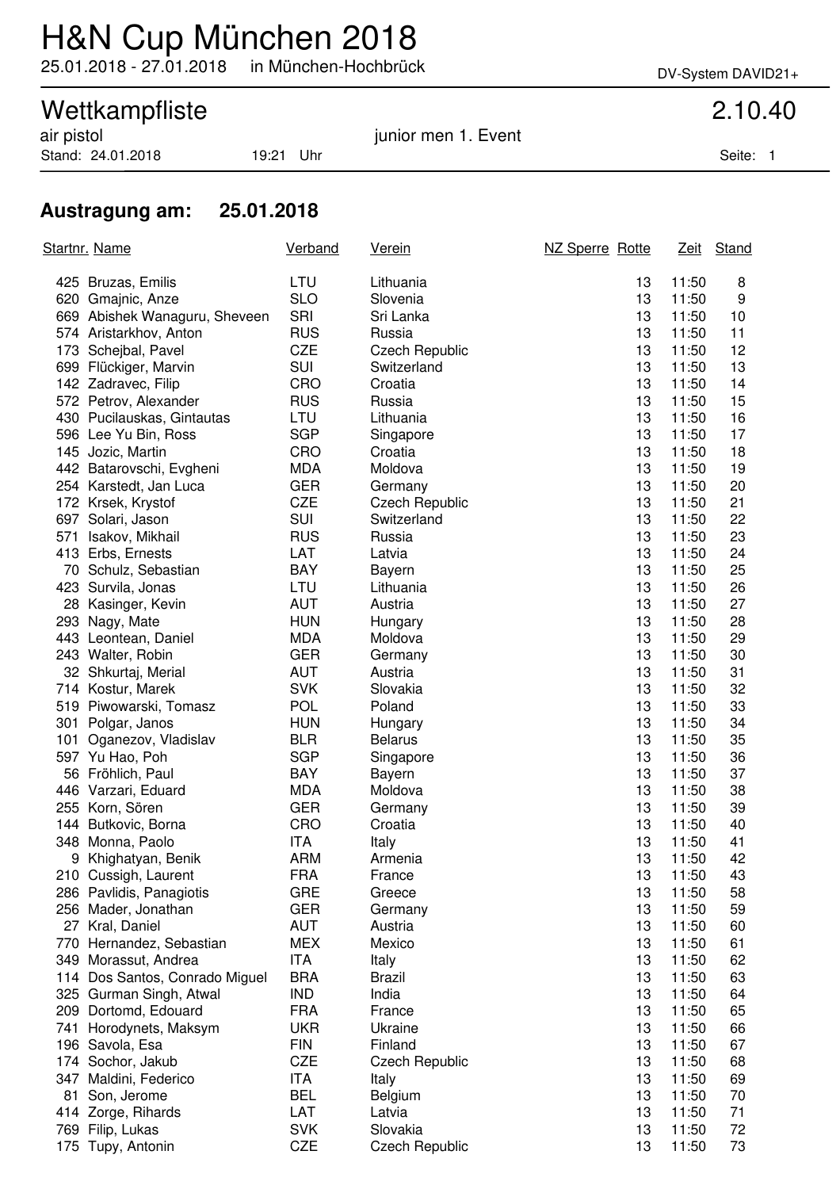# H&N Cup München 2018

25.01.2018 - 27.01.2018 in München-Hochbrück

DV-System DAVID21+

## Wettkampfliste 2.10.40

air pistol — junior men 1. Event

Stand: 24.01.2018 19:21 Uhr

### Austragung am: 25.01.2018

| Startnr. | Name | Verband | Verein | NZ Sperre | Rotte | Zeit | Stand |
|---|---|---|---|---|---|---|---|
| 425 | Bruzas, Emilis | LTU | Lithuania | | 13 | 11:50 | 8 |
| 620 | Gmajnic, Anze | SLO | Slovenia | | 13 | 11:50 | 9 |
| 669 | Abishek Wanaguru, Sheveen | SRI | Sri Lanka | | 13 | 11:50 | 10 |
| 574 | Aristarkhov, Anton | RUS | Russia | | 13 | 11:50 | 11 |
| 173 | Schejbal, Pavel | CZE | Czech Republic | | 13 | 11:50 | 12 |
| 699 | Flückiger, Marvin | SUI | Switzerland | | 13 | 11:50 | 13 |
| 142 | Zadravec, Filip | CRO | Croatia | | 13 | 11:50 | 14 |
| 572 | Petrov, Alexander | RUS | Russia | | 13 | 11:50 | 15 |
| 430 | Pucilauskas, Gintautas | LTU | Lithuania | | 13 | 11:50 | 16 |
| 596 | Lee Yu Bin, Ross | SGP | Singapore | | 13 | 11:50 | 17 |
| 145 | Jozic, Martin | CRO | Croatia | | 13 | 11:50 | 18 |
| 442 | Batarovschi, Evgheni | MDA | Moldova | | 13 | 11:50 | 19 |
| 254 | Karstedt, Jan Luca | GER | Germany | | 13 | 11:50 | 20 |
| 172 | Krsek, Krystof | CZE | Czech Republic | | 13 | 11:50 | 21 |
| 697 | Solari, Jason | SUI | Switzerland | | 13 | 11:50 | 22 |
| 571 | Isakov, Mikhail | RUS | Russia | | 13 | 11:50 | 23 |
| 413 | Erbs, Ernests | LAT | Latvia | | 13 | 11:50 | 24 |
| 70 | Schulz, Sebastian | BAY | Bayern | | 13 | 11:50 | 25 |
| 423 | Survila, Jonas | LTU | Lithuania | | 13 | 11:50 | 26 |
| 28 | Kasinger, Kevin | AUT | Austria | | 13 | 11:50 | 27 |
| 293 | Nagy, Mate | HUN | Hungary | | 13 | 11:50 | 28 |
| 443 | Leontean, Daniel | MDA | Moldova | | 13 | 11:50 | 29 |
| 243 | Walter, Robin | GER | Germany | | 13 | 11:50 | 30 |
| 32 | Shkurtaj, Merial | AUT | Austria | | 13 | 11:50 | 31 |
| 714 | Kostur, Marek | SVK | Slovakia | | 13 | 11:50 | 32 |
| 519 | Piwowarski, Tomasz | POL | Poland | | 13 | 11:50 | 33 |
| 301 | Polgar, Janos | HUN | Hungary | | 13 | 11:50 | 34 |
| 101 | Oganezov, Vladislav | BLR | Belarus | | 13 | 11:50 | 35 |
| 597 | Yu Hao, Poh | SGP | Singapore | | 13 | 11:50 | 36 |
| 56 | Fröhlich, Paul | BAY | Bayern | | 13 | 11:50 | 37 |
| 446 | Varzari, Eduard | MDA | Moldova | | 13 | 11:50 | 38 |
| 255 | Korn, Sören | GER | Germany | | 13 | 11:50 | 39 |
| 144 | Butkovic, Borna | CRO | Croatia | | 13 | 11:50 | 40 |
| 348 | Monna, Paolo | ITA | Italy | | 13 | 11:50 | 41 |
| 9 | Khighatyan, Benik | ARM | Armenia | | 13 | 11:50 | 42 |
| 210 | Cussigh, Laurent | FRA | France | | 13 | 11:50 | 43 |
| 286 | Pavlidis, Panagiotis | GRE | Greece | | 13 | 11:50 | 58 |
| 256 | Mader, Jonathan | GER | Germany | | 13 | 11:50 | 59 |
| 27 | Kral, Daniel | AUT | Austria | | 13 | 11:50 | 60 |
| 770 | Hernandez, Sebastian | MEX | Mexico | | 13 | 11:50 | 61 |
| 349 | Morassut, Andrea | ITA | Italy | | 13 | 11:50 | 62 |
| 114 | Dos Santos, Conrado Miguel | BRA | Brazil | | 13 | 11:50 | 63 |
| 325 | Gurman Singh, Atwal | IND | India | | 13 | 11:50 | 64 |
| 209 | Dortomd, Edouard | FRA | France | | 13 | 11:50 | 65 |
| 741 | Horodynets, Maksym | UKR | Ukraine | | 13 | 11:50 | 66 |
| 196 | Savola, Esa | FIN | Finland | | 13 | 11:50 | 67 |
| 174 | Sochor, Jakub | CZE | Czech Republic | | 13 | 11:50 | 68 |
| 347 | Maldini, Federico | ITA | Italy | | 13 | 11:50 | 69 |
| 81 | Son, Jerome | BEL | Belgium | | 13 | 11:50 | 70 |
| 414 | Zorge, Rihards | LAT | Latvia | | 13 | 11:50 | 71 |
| 769 | Filip, Lukas | SVK | Slovakia | | 13 | 11:50 | 72 |
| 175 | Tupy, Antonin | CZE | Czech Republic | | 13 | 11:50 | 73 |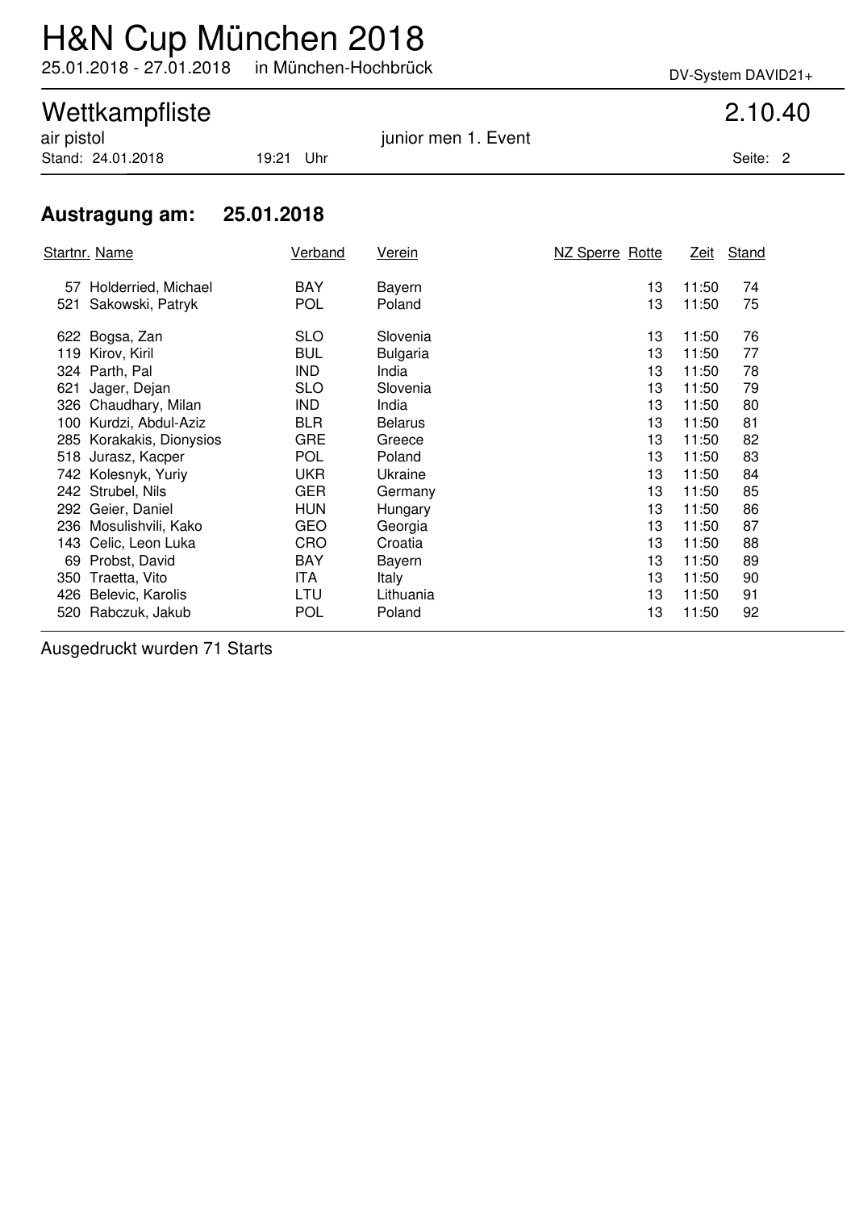# H&N Cup München 2018

25.01.2018 - 27.01.2018 in München-Hochbrück

DV-System DAVID21+

## Wettkampfliste

2.10.40

air pistol junior men 1. Event

Stand: 24.01.2018 19:21 Uhr

### Austragung am: 25.01.2018

| Startnr. | Name | Verband | Verein | NZ Sperre | Rotte | Zeit | Stand |
|---|---|---|---|---|---|---|---|
| 57 | Holderried, Michael | BAY | Bayern | | 13 | 11:50 | 74 |
| 521 | Sakowski, Patryk | POL | Poland | | 13 | 11:50 | 75 |
| 622 | Bogsa, Zan | SLO | Slovenia | | 13 | 11:50 | 76 |
| 119 | Kirov, Kiril | BUL | Bulgaria | | 13 | 11:50 | 77 |
| 324 | Parth, Pal | IND | India | | 13 | 11:50 | 78 |
| 621 | Jager, Dejan | SLO | Slovenia | | 13 | 11:50 | 79 |
| 326 | Chaudhary, Milan | IND | India | | 13 | 11:50 | 80 |
| 100 | Kurdzi, Abdul-Aziz | BLR | Belarus | | 13 | 11:50 | 81 |
| 285 | Korakakis, Dionysios | GRE | Greece | | 13 | 11:50 | 82 |
| 518 | Jurasz, Kacper | POL | Poland | | 13 | 11:50 | 83 |
| 742 | Kolesnyk, Yuriy | UKR | Ukraine | | 13 | 11:50 | 84 |
| 242 | Strubel, Nils | GER | Germany | | 13 | 11:50 | 85 |
| 292 | Geier, Daniel | HUN | Hungary | | 13 | 11:50 | 86 |
| 236 | Mosulishvili, Kako | GEO | Georgia | | 13 | 11:50 | 87 |
| 143 | Celic, Leon Luka | CRO | Croatia | | 13 | 11:50 | 88 |
| 69 | Probst, David | BAY | Bayern | | 13 | 11:50 | 89 |
| 350 | Traetta, Vito | ITA | Italy | | 13 | 11:50 | 90 |
| 426 | Belevic, Karolis | LTU | Lithuania | | 13 | 11:50 | 91 |
| 520 | Rabczuk, Jakub | POL | Poland | | 13 | 11:50 | 92 |

Ausgedruckt wurden 71 Starts